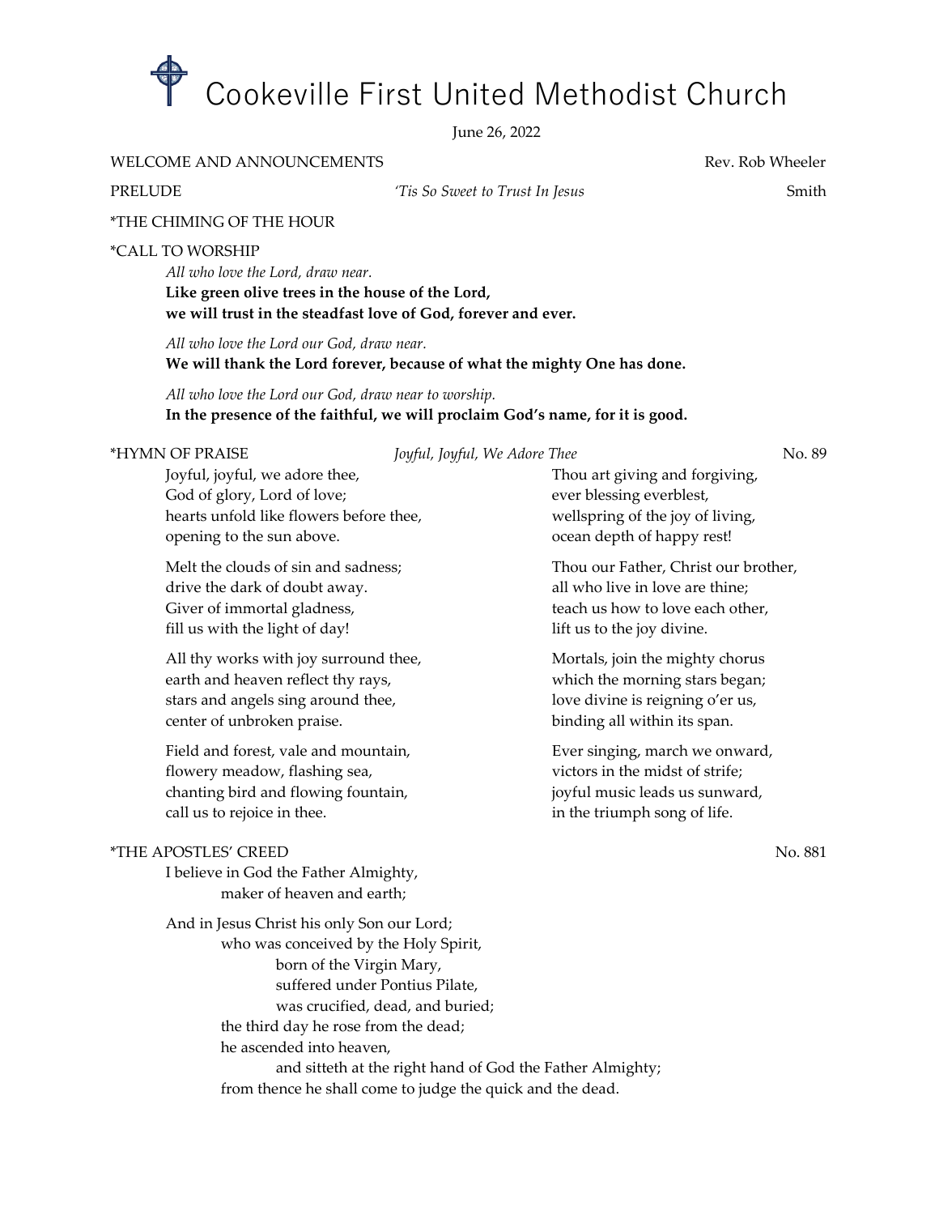# Cookeville First United Methodist Church

June 26, 2022

WELCOME AND ANNOUNCEMENTS — Rev. Rob Wheeler

PRELUDE — *'Tis So Sweet to Trust In Jesus* — Smith

*THE CHIMING OF THE HOUR

*CALL TO WORSHIP

*All who love the Lord, draw near.*
**Like green olive trees in the house of the Lord,**
**we will trust in the steadfast love of God, forever and ever.**

*All who love the Lord our God, draw near.*
**We will thank the Lord forever, because of what the mighty One has done.**

*All who love the Lord our God, draw near to worship.*
**In the presence of the faithful, we will proclaim God's name, for it is good.**

*HYMN OF PRAISE — *Joyful, Joyful, We Adore Thee* — No. 89

Joyful, joyful, we adore thee,
God of glory, Lord of love;
hearts unfold like flowers before thee,
opening to the sun above.

Melt the clouds of sin and sadness;
drive the dark of doubt away.
Giver of immortal gladness,
fill us with the light of day!

All thy works with joy surround thee,
earth and heaven reflect thy rays,
stars and angels sing around thee,
center of unbroken praise.

Field and forest, vale and mountain,
flowery meadow, flashing sea,
chanting bird and flowing fountain,
call us to rejoice in thee.

Thou art giving and forgiving,
ever blessing everblest,
wellspring of the joy of living,
ocean depth of happy rest!

Thou our Father, Christ our brother,
all who live in love are thine;
teach us how to love each other,
lift us to the joy divine.

Mortals, join the mighty chorus
which the morning stars began;
love divine is reigning o'er us,
binding all within its span.

Ever singing, march we onward,
victors in the midst of strife;
joyful music leads us sunward,
in the triumph song of life.

*THE APOSTLES' CREED — No. 881

I believe in God the Father Almighty,
maker of heaven and earth;

And in Jesus Christ his only Son our Lord;
who was conceived by the Holy Spirit,
born of the Virgin Mary,
suffered under Pontius Pilate,
was crucified, dead, and buried;
the third day he rose from the dead;
he ascended into heaven,
and sitteth at the right hand of God the Father Almighty;
from thence he shall come to judge the quick and the dead.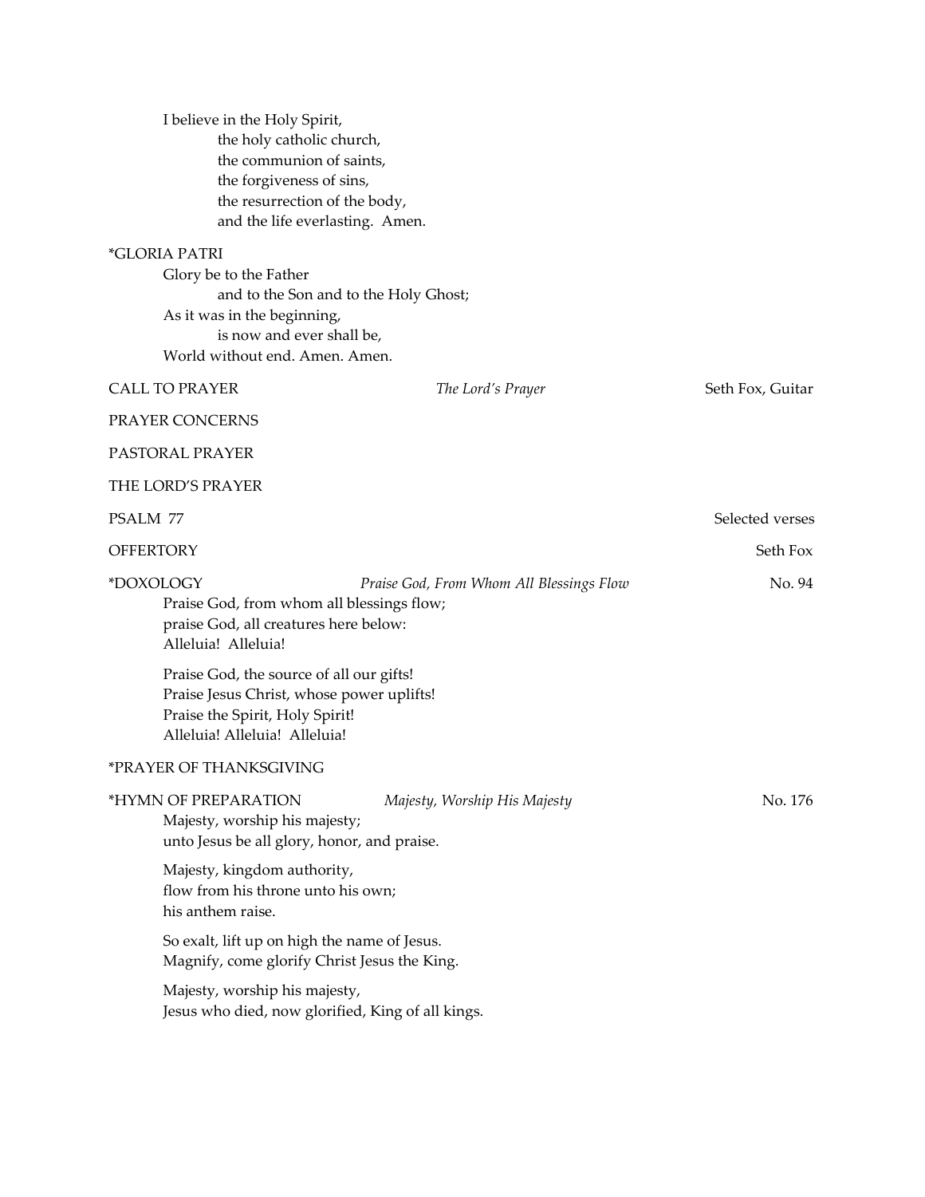I believe in the Holy Spirit,
the holy catholic church,
the communion of saints,
the forgiveness of sins,
the resurrection of the body,
and the life everlasting. Amen.

*GLORIA PATRI

Glory be to the Father
and to the Son and to the Holy Ghost;
As it was in the beginning,
is now and ever shall be,
World without end. Amen. Amen.

CALL TO PRAYER — *The Lord's Prayer* — Seth Fox, Guitar

PRAYER CONCERNS

PASTORAL PRAYER

THE LORD'S PRAYER

PSALM 77 — Selected verses

OFFERTORY — Seth Fox

*DOXOLOGY — *Praise God, From Whom All Blessings Flow* — No. 94

Praise God, from whom all blessings flow;
praise God, all creatures here below:
Alleluia! Alleluia!

Praise God, the source of all our gifts!
Praise Jesus Christ, whose power uplifts!
Praise the Spirit, Holy Spirit!
Alleluia! Alleluia! Alleluia!

*PRAYER OF THANKSGIVING

*HYMN OF PREPARATION — *Majesty, Worship His Majesty* — No. 176

Majesty, worship his majesty;
unto Jesus be all glory, honor, and praise.

Majesty, kingdom authority,
flow from his throne unto his own;
his anthem raise.

So exalt, lift up on high the name of Jesus.
Magnify, come glorify Christ Jesus the King.

Majesty, worship his majesty,
Jesus who died, now glorified, King of all kings.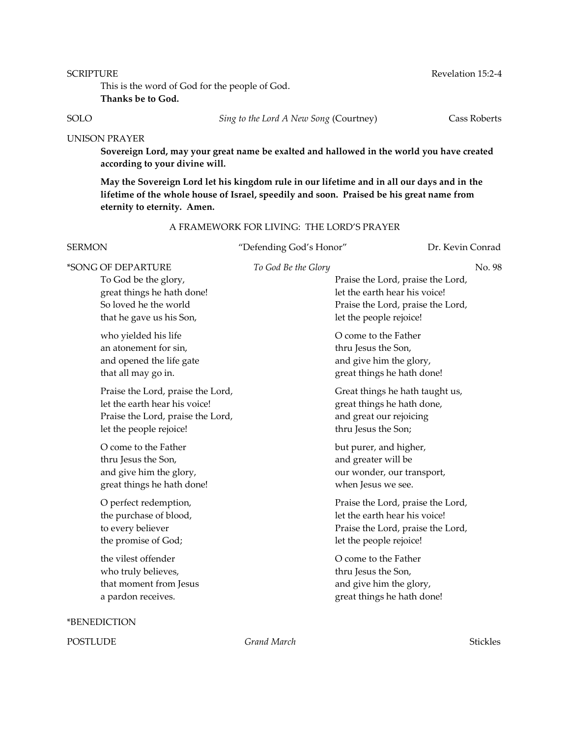SCRIPTURE — Revelation 15:2-4

This is the word of God for the people of God.
**Thanks be to God.**

SOLO — *Sing to the Lord A New Song* (Courtney) — Cass Roberts

UNISON PRAYER

**Sovereign Lord, may your great name be exalted and hallowed in the world you have created according to your divine will.**

**May the Sovereign Lord let his kingdom rule in our lifetime and in all our days and in the lifetime of the whole house of Israel, speedily and soon. Praised be his great name from eternity to eternity. Amen.**

A FRAMEWORK FOR LIVING: THE LORD'S PRAYER

SERMON — "Defending God's Honor" — Dr. Kevin Conrad

*SONG OF DEPARTURE — *To God Be the Glory* — No. 98

To God be the glory,
great things he hath done!
So loved he the world
that he gave us his Son,

who yielded his life
an atonement for sin,
and opened the life gate
that all may go in.

Praise the Lord, praise the Lord,
let the earth hear his voice!
Praise the Lord, praise the Lord,
let the people rejoice!

O come to the Father
thru Jesus the Son,
and give him the glory,
great things he hath done!

O perfect redemption,
the purchase of blood,
to every believer
the promise of God;

the vilest offender
who truly believes,
that moment from Jesus
a pardon receives.

Praise the Lord, praise the Lord,
let the earth hear his voice!
Praise the Lord, praise the Lord,
let the people rejoice!

O come to the Father
thru Jesus the Son,
and give him the glory,
great things he hath done!

Great things he hath taught us,
great things he hath done,
and great our rejoicing
thru Jesus the Son;

but purer, and higher,
and greater will be
our wonder, our transport,
when Jesus we see.

Praise the Lord, praise the Lord,
let the earth hear his voice!
Praise the Lord, praise the Lord,
let the people rejoice!

O come to the Father
thru Jesus the Son,
and give him the glory,
great things he hath done!

*BENEDICTION

POSTLUDE — *Grand March* — Stickles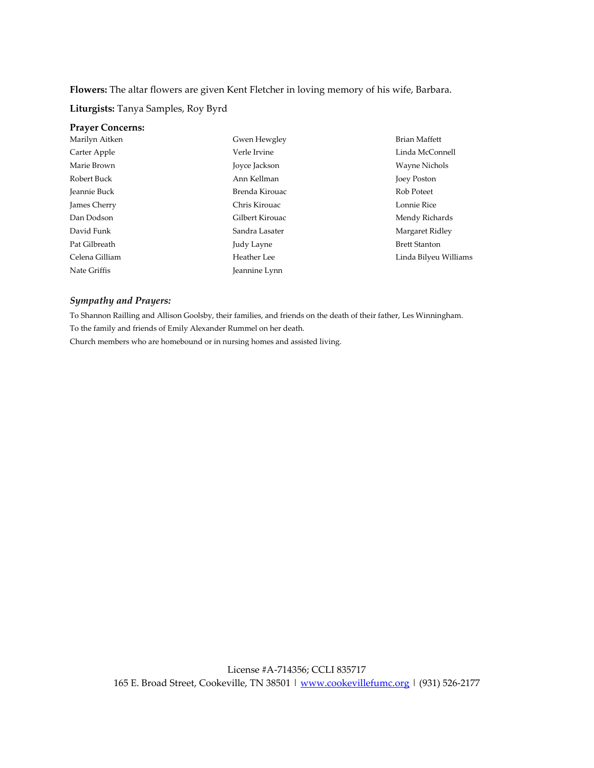**Flowers:** The altar flowers are given Kent Fletcher in loving memory of his wife, Barbara.

**Liturgists:** Tanya Samples, Roy Byrd

**Prayer Concerns:**

Marilyn Aitken
Carter Apple
Marie Brown
Robert Buck
Jeannie Buck
James Cherry
Dan Dodson
David Funk
Pat Gilbreath
Celena Gilliam
Nate Griffis
Gwen Hewgley
Verle Irvine
Joyce Jackson
Ann Kellman
Brenda Kirouac
Chris Kirouac
Gilbert Kirouac
Sandra Lasater
Judy Layne
Heather Lee
Jeannine Lynn
Brian Maffett
Linda McConnell
Wayne Nichols
Joey Poston
Rob Poteet
Lonnie Rice
Mendy Richards
Margaret Ridley
Brett Stanton
Linda Bilyeu Williams

***Sympathy and Prayers:***

To Shannon Railling and Allison Goolsby, their families, and friends on the death of their father, Les Winningham.
To the family and friends of Emily Alexander Rummel on her death.
Church members who are homebound or in nursing homes and assisted living.

License #A-714356; CCLI 835717
165 E. Broad Street, Cookeville, TN 38501 | www.cookevillefumc.org | (931) 526-2177